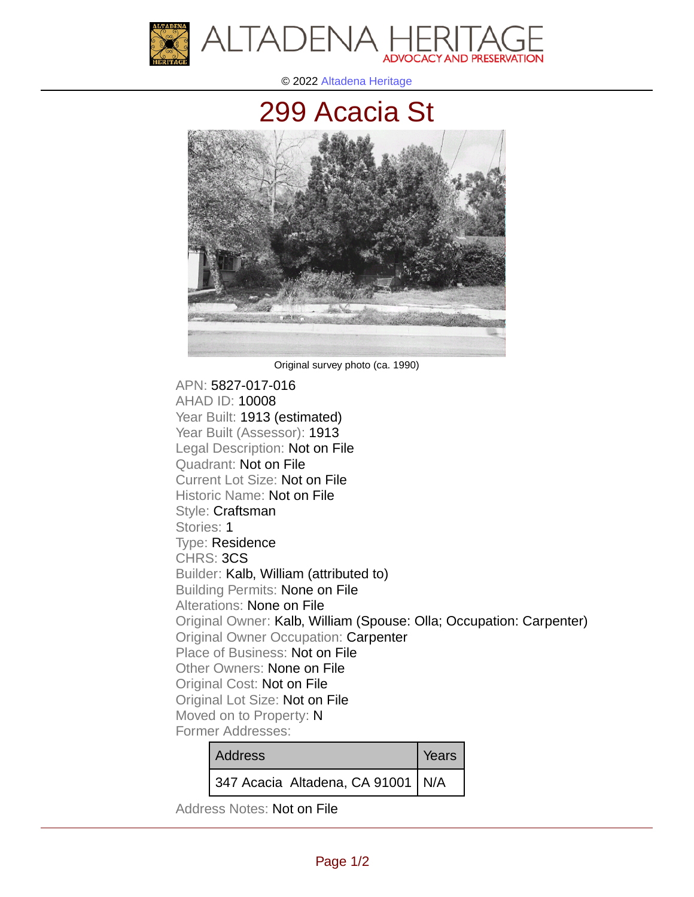ALTADENA HERITAGE
ADVOCACY AND PRESERVATION

© 2022 Altadena Heritage

# 299 Acacia St

Original survey photo (ca. 1990)

APN: 5827-017-016
AHAD ID: 10008
Year Built: 1913 (estimated)
Year Built (Assessor): 1913
Legal Description: Not on File
Quadrant: Not on File
Current Lot Size: Not on File
Historic Name: Not on File
Style: Craftsman
Stories: 1
Type: Residence
CHRS: 3CS
Builder: Kalb, William (attributed to)
Building Permits: None on File
Alterations: None on File
Original Owner: Kalb, William (Spouse: Olla; Occupation: Carpenter)
Original Owner Occupation: Carpenter
Place of Business: Not on File
Other Owners: None on File
Original Cost: Not on File
Original Lot Size: Not on File
Moved on to Property: N
Former Addresses:

| Address | Years |
|---|---|
| 347 Acacia Altadena, CA 91001 | N/A |

Address Notes: Not on File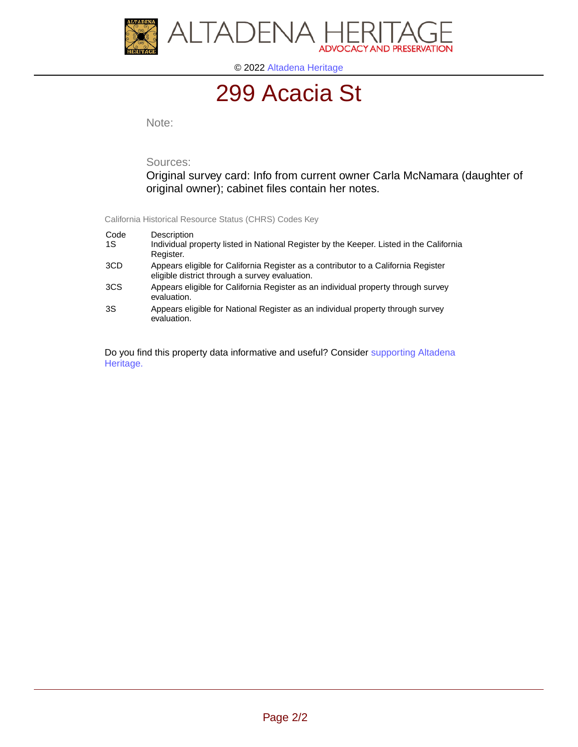ALTADENA HERITAGE
ADVOCACY AND PRESERVATION

© 2022 Altadena Heritage

# 299 Acacia St

Note:

Sources:

Original survey card: Info from current owner Carla McNamara (daughter of original owner); cabinet files contain her notes.

California Historical Resource Status (CHRS) Codes Key

| Code | Description |
|---|---|
| 1S | Individual property listed in National Register by the Keeper. Listed in the California Register. |
| 3CD | Appears eligible for California Register as a contributor to a California Register eligible district through a survey evaluation. |
| 3CS | Appears eligible for California Register as an individual property through survey evaluation. |
| 3S | Appears eligible for National Register as an individual property through survey evaluation. |

Do you find this property data informative and useful? Consider supporting Altadena Heritage.